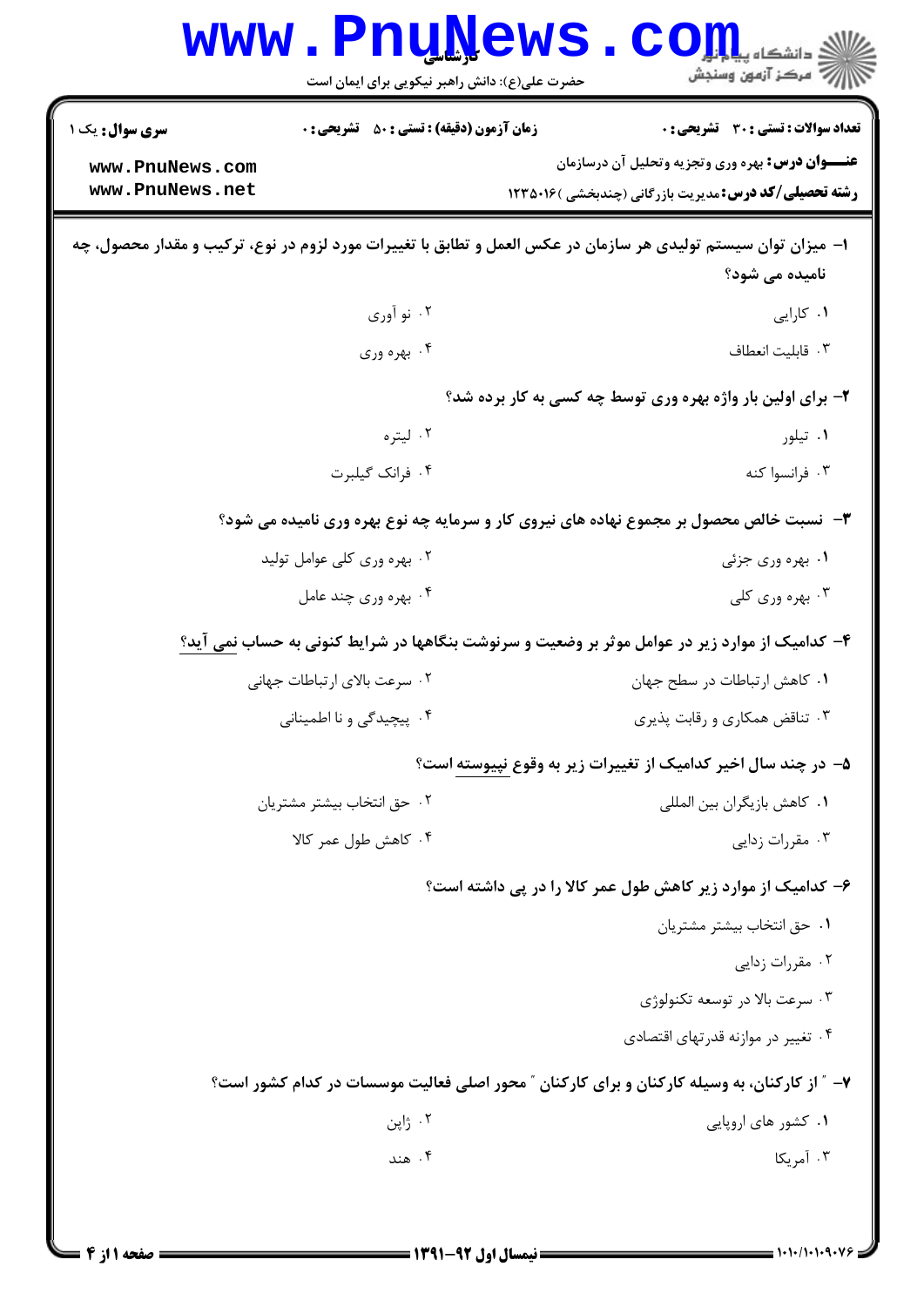**تعداد سوالات : تستی : ۳۰ تشریحی : ۰** | **زمان آزمون (دقیقه) : تستی : ۵۰ تشریحی : ۰** | **سری سوال : یک ۱**

**عنـــوان درس:** بهره وری وتجزیه وتحلیل آن درسازمان

**رشته تحصیلی/کد درس:** مدیریت بازرگانی (چندبخشی )۱۲۳۵۰۱۶

**۱-** میزان توان سیستم تولیدی هر سازمان در عکس العمل و تطابق با تغییرات مورد لزوم در نوع، ترکیب و مقدار محصول، چه نامیده می شود؟

۱. کارایی
۲. نو آوری
۳. قابلیت انعطاف
۴. بهره وری

**۲-** برای اولین بار واژه بهره وری توسط چه کسی به کار برده شد؟

۱. تیلور
۲. لیتره
۳. فرانسوا کنه
۴. فرانک گیلبرت

**۳-** نسبت خالص محصول بر مجموع نهاده های نیروی کار و سرمایه چه نوع بهره وری نامیده می شود؟

۱. بهره وری جزئی
۲. بهره وری کلی عوامل تولید
۳. بهره وری کلی
۴. بهره وری چند عامل

**۴-** کدامیک از موارد زیر در عوامل موثر بر وضعیت و سرنوشت بنگاهها در شرایط کنونی به حساب <u>نمی آید</u>؟

۱. کاهش ارتباطات در سطح جهان
۲. سرعت بالای ارتباطات جهانی
۳. تناقض همکاری و رقابت پذیری
۴. پیچیدگی و نا اطمینانی

**۵-** در چند سال اخیر کدامیک از تغییرات زیر به وقوع <u>نپیوسته</u> است؟

۱. کاهش بازیگران بین المللی
۲. حق انتخاب بیشتر مشتریان
۳. مقررات زدایی
۴. کاهش طول عمر کالا

**۶-** کدامیک از موارد زیر کاهش طول عمر کالا را در پی داشته است؟

۱. حق انتخاب بیشتر مشتریان
۲. مقررات زدایی
۳. سرعت بالا در توسعه تکنولوژی
۴. تغییر در موازنه قدرتهای اقتصادی

**۷-** " از کارکنان، به وسیله کارکنان و برای کارکنان " محور اصلی فعالیت موسسات در کدام کشور است؟

۱. کشور های اروپایی
۲. ژاپن
۳. آمریکا
۴. هند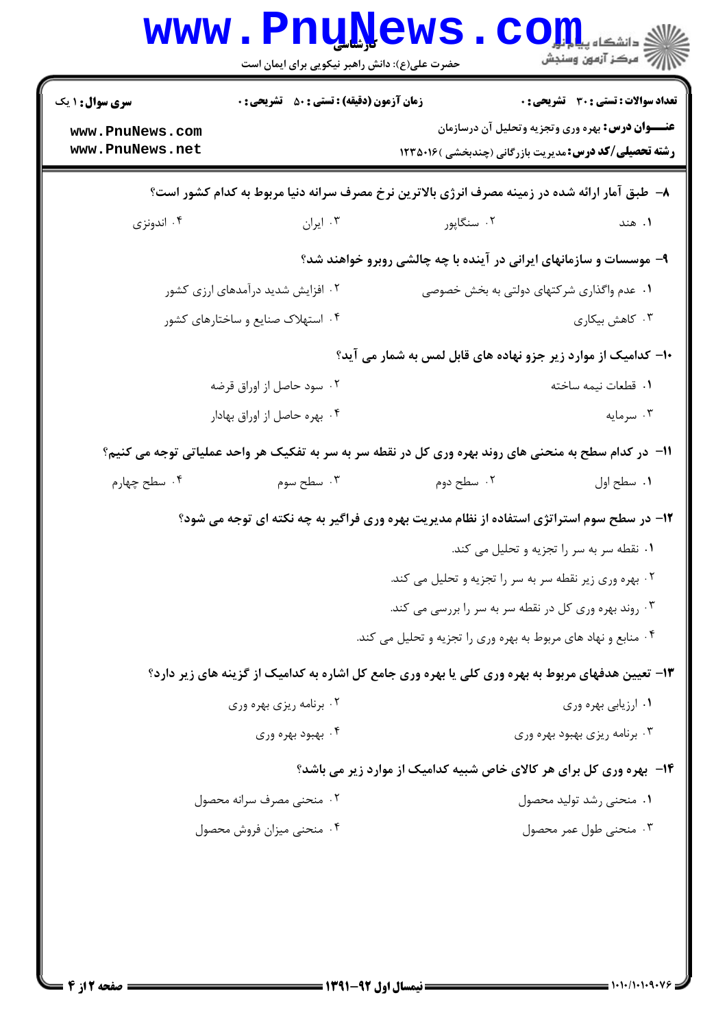**سری سوال:** ۱ یک | **زمان آزمون (دقیقه) : تستی :** ۵۰ **تشریحی :** ۰ | **تعداد سوالات : تستی :** ۳۰ **تشریحی :** ۰

**عنـــوان درس:** بهره وری وتجزیه وتحلیل آن درسازمان

**رشته تحصیلی/کد درس:** مدیریت بازرگانی (چندبخشی )۱۲۳۵۰۱۶

۸- طبق آمار ارائه شده در زمینه مصرف انرژی بالاترین نرخ مصرف سرانه دنیا مربوط به کدام کشور است؟

۱. هند
۲. سنگاپور
۳. ایران
۴. اندونزی

۹- موسسات و سازمانهای ایرانی در آینده با چه چالشی روبرو خواهند شد؟

۱. عدم واگذاری شرکتهای دولتی به بخش خصوصی
۲. افزایش شدید درآمدهای ارزی کشور
۳. کاهش بیکاری
۴. استهلاک صنایع و ساختارهای کشور

۱۰- کدامیک از موارد زیر جزو نهاده های قابل لمس به شمار می آید؟

۱. قطعات نیمه ساخته
۲. سود حاصل از اوراق قرضه
۳. سرمایه
۴. بهره حاصل از اوراق بهادار

۱۱- در کدام سطح به منحنی های روند بهره وری کل در نقطه سر به سر به تفکیک هر واحد عملیاتی توجه می کنیم؟

۱. سطح اول
۲. سطح دوم
۳. سطح سوم
۴. سطح چهارم

۱۲- در سطح سوم استراتژی استفاده از نظام مدیریت بهره وری فراگیر به چه نکته ای توجه می شود؟

۱. نقطه سر به سر را تجزیه و تحلیل می کند.
۲. بهره وری زیر نقطه سر به سر را تجزیه و تحلیل می کند.
۳. روند بهره وری کل در نقطه سر به سر را بررسی می کند.
۴. منابع و نهاد های مربوط به بهره وری را تجزیه و تحلیل می کند.

۱۳- تعیین هدفهای مربوط به بهره وری کلی یا بهره وری جامع کل اشاره به کدامیک از گزینه های زیر دارد؟

۱. ارزیابی بهره وری
۲. برنامه ریزی بهره وری
۳. برنامه ریزی بهبود بهره وری
۴. بهبود بهره وری

۱۴- بهره وری کل برای هر کالای خاص شبیه کدامیک از موارد زیر می باشد؟

۱. منحنی رشد تولید محصول
۲. منحنی مصرف سرانه محصول
۳. منحنی طول عمر محصول
۴. منحنی میزان فروش محصول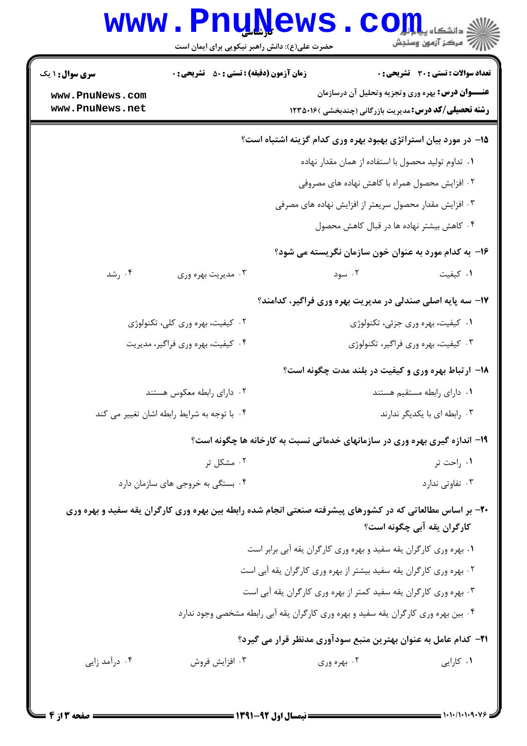**سری سوال:** ۱ یک | **زمان آزمون (دقیقه) : تستی :** ۵۰ **تشریحی :** ۰ | **تعداد سوالات : تستی :** ۳۰ **تشریحی :** ۰

**عنـــوان درس:** بهره وری وتجزیه وتحلیل آن درسازمان

**رشته تحصیلی/کد درس:** مدیریت بازرگانی (چندبخشی )۱۲۳۵۰۱۶

**۱۵- در مورد بیان استراتژی بهبود بهره وری کدام گزینه اشتباه است؟**

۱. تداوم تولید محصول با استفاده از همان مقدار نهاده

۲. افزایش محصول همراه با کاهش نهاده های مصروفی

۳. افزایش مقدار محصول سریعتر از افزایش نهاده های مصرفی

۴. کاهش بیشتر نهاده ها در قبال کاهش محصول

**۱۶- به کدام مورد به عنوان خون سازمان نگریسته می شود؟**

۱. کیفیت &nbsp;&nbsp; ۲. سود &nbsp;&nbsp; ۳. مدیریت بهره وری &nbsp;&nbsp; ۴. رشد

**۱۷- سه پایه اصلی صندلی در مدیریت بهره وری فراگیر، کدامند؟**

۱. کیفیت، بهره وری جزئی، تکنولوژی

۲. کیفیت، بهره وری کلی، تکنولوژی

۳. کیفیت، بهره وری فراگیر، تکنولوژی

۴. کیفیت، بهره وری فراگیر، مدیریت

**۱۸- ارتباط بهره وری و کیفیت در بلند مدت چگونه است؟**

۱. دارای رابطه مستقیم هستند

۲. دارای رابطه معکوس هستند

۳. رابطه ای با یکدیگر ندارند

۴. با توجه به شرایط رابطه اشان تغییر می کند

**۱۹- اندازه گیری بهره وری در سازمانهای خدماتی نسبت به کارخانه ها چگونه است؟**

۱. راحت تر

۲. مشکل تر

۳. تفاوتی ندارد

۴. بستگی به خروجی های سازمان دارد

**۲۰- بر اساس مطالعاتی که در کشورهای پیشرفته صنعتی انجام شده رابطه بین بهره وری کارگران یقه سفید و بهره وری کارگران یقه آبی چگونه است؟**

۱. بهره وری کارگران یقه سفید و بهره وری کارگران یقه آبی برابر است

۲. بهره وری کارگران یقه سفید بیشتر از بهره وری کارگران یقه آبی است

۳. بهره وری کارگران یقه سفید کمتر از بهره وری کارگران یقه آبی است

۴. بین بهره وری کارگران یقه سفید و بهره وری کارگران یقه آبی رابطه مشخصی وجود ندارد

**۲۱- کدام عامل به عنوان بهترین منبع سودآوری مدنظر قرار می گیرد؟**

۱. کارایی &nbsp;&nbsp; ۲. بهره وری &nbsp;&nbsp; ۳. افزایش فروش &nbsp;&nbsp; ۴. درآمد زایی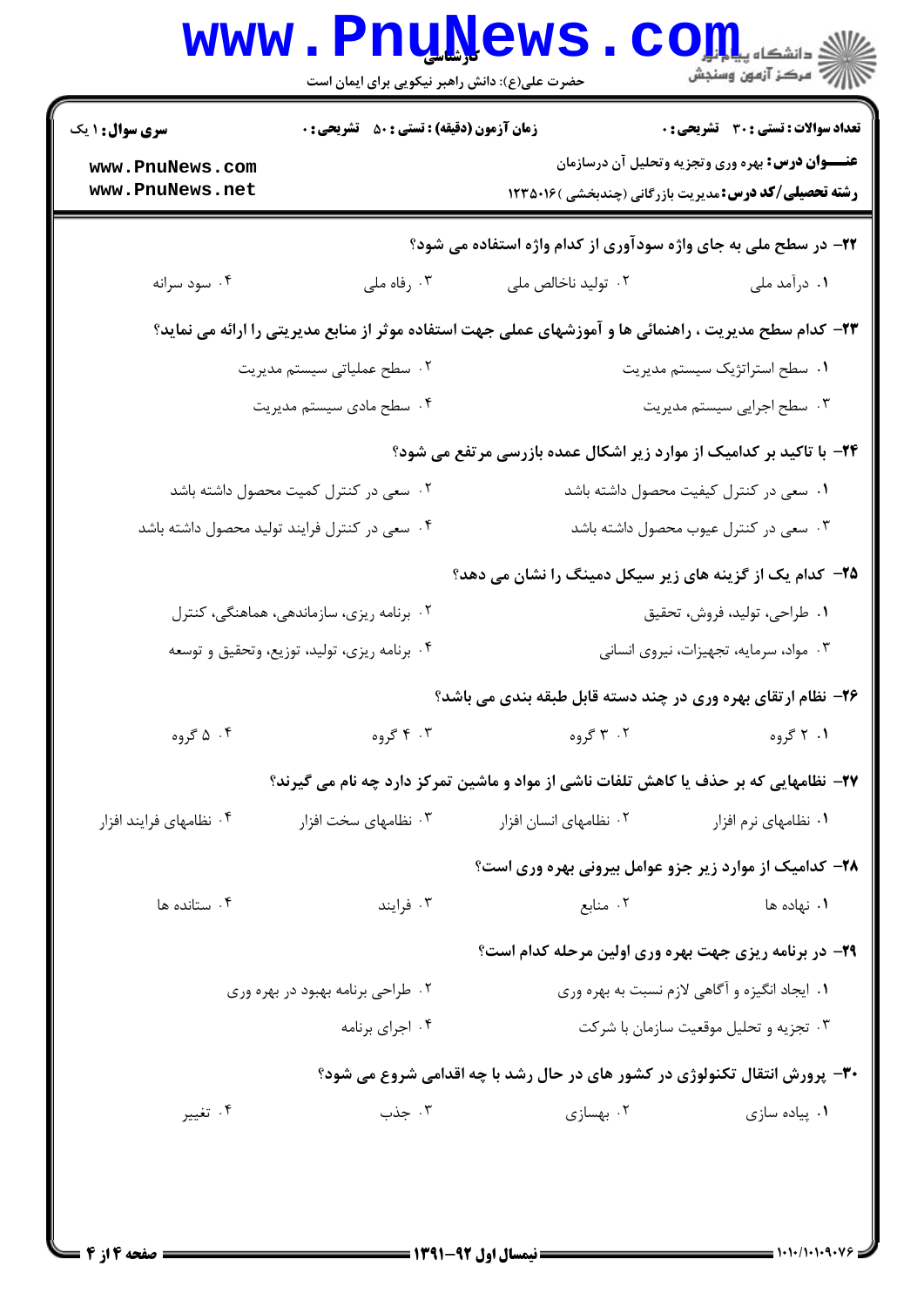۲۲- در سطح ملی به جای واژه سودآوری از کدام واژه استفاده می شود؟

۱. درآمد ملی
۲. تولید ناخالص ملی
۳. رفاه ملی
۴. سود سرانه

۲۳- کدام سطح مدیریت ، راهنمائی ها و آموزشهای عملی جهت استفاده موثر از منابع مدیریتی را ارائه می نماید؟

۱. سطح استراتژیک سیستم مدیریت
۲. سطح عملیاتی سیستم مدیریت
۳. سطح اجرایی سیستم مدیریت
۴. سطح مادی سیستم مدیریت

۲۴- با تاکید بر کدامیک از موارد زیر اشکال عمده بازرسی مرتفع می شود؟

۱. سعی در کنترل کیفیت محصول داشته باشد
۲. سعی در کنترل کمیت محصول داشته باشد
۳. سعی در کنترل عیوب محصول داشته باشد
۴. سعی در کنترل فرایند تولید محصول داشته باشد

۲۵- کدام یک از گزینه های زیر سیکل دمینگ را نشان می دهد؟

۱. طراحی، تولید، فروش، تحقیق
۲. برنامه ریزی، سازماندهی، هماهنگی، کنترل
۳. مواد، سرمایه، تجهیزات، نیروی انسانی
۴. برنامه ریزی، تولید، توزیع، وتحقیق و توسعه

۲۶- نظام ارتقای بهره وری در چند دسته قابل طبقه بندی می باشد؟

۱. ۲ گروه
۲. ۳ گروه
۳. ۴ گروه
۴. ۵ گروه

۲۷- نظامهایی که بر حذف یا کاهش تلفات ناشی از مواد و ماشین تمرکز دارد چه نام می گیرند؟

۱. نظامهای نرم افزار
۲. نظامهای انسان افزار
۳. نظامهای سخت افزار
۴. نظامهای فرایند افزار

۲۸- کدامیک از موارد زیر جزو عوامل بیرونی بهره وری است؟

۱. نهاده ها
۲. منابع
۳. فرایند
۴. ستانده ها

۲۹- در برنامه ریزی جهت بهره وری اولین مرحله کدام است؟

۱. ایجاد انگیزه و آگاهی لازم نسبت به بهره وری
۲. طراحی برنامه بهبود در بهره وری
۳. تجزیه و تحلیل موقعیت سازمان با شرکت
۴. اجرای برنامه

۳۰- پرورش انتقال تکنولوژی در کشور های در حال رشد با چه اقدامی شروع می شود؟

۱. پیاده سازی
۲. بهسازی
۳. جذب
۴. تغییر